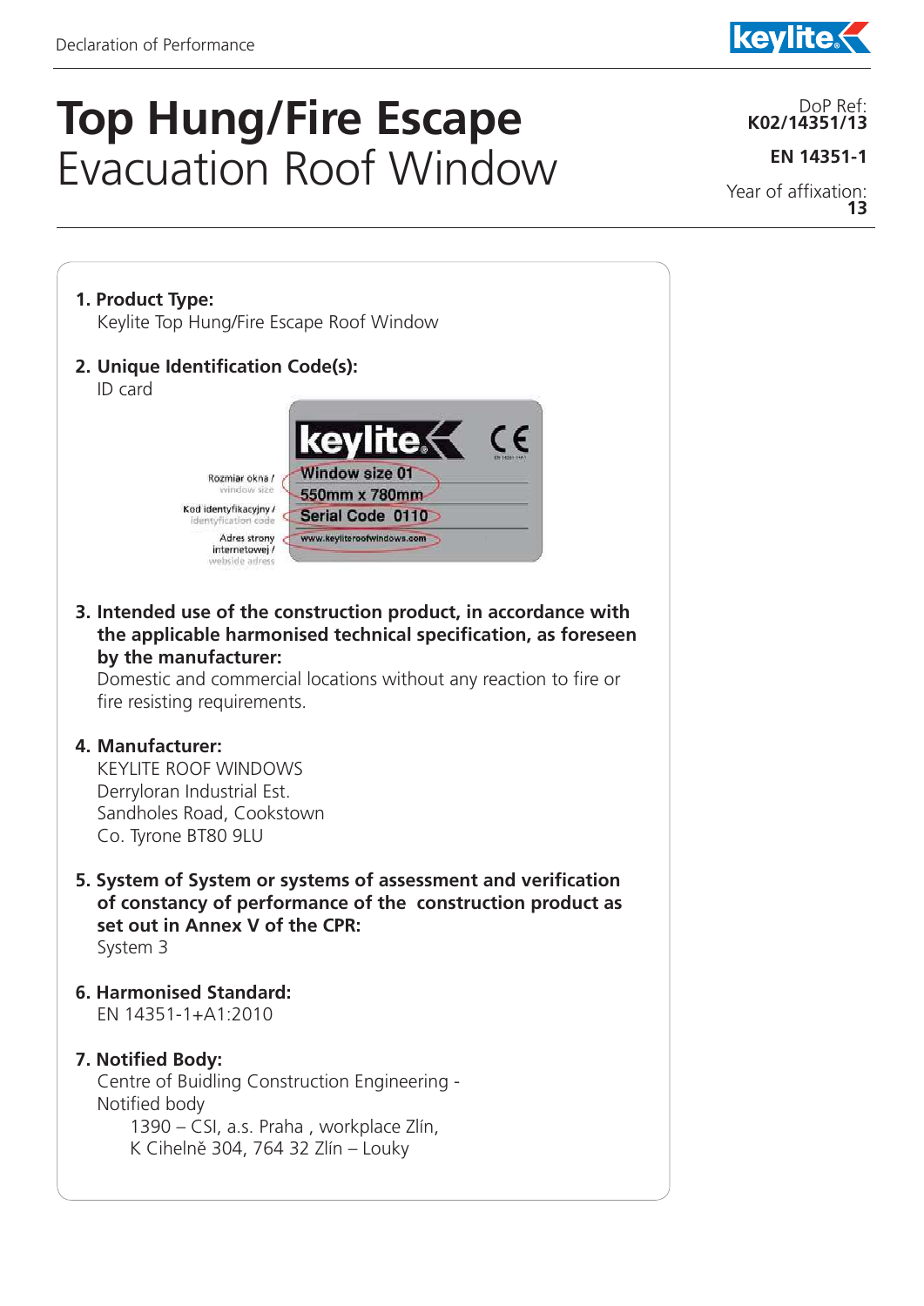Declaration of Performance

# Top Hung/Fire Escape
# Evacuation Roof Window

DoP Ref:
**K02/14351/13**

**EN 14351-1**

Year of affixation:
**13**

**1. Product Type:**
Keylite Top Hung/Fire Escape Roof Window

**2. Unique Identification Code(s):**
ID card

Rozmiar okna / window size — Window size 01, 550mm x 780mm

Kod identyfikacyjny / identyfication code — Serial Code 0110

Adres strony internetowej / webside adress — www.keyliteroofwindows.com

**3. Intended use of the construction product, in accordance with the applicable harmonised technical specification, as foreseen by the manufacturer:**
Domestic and commercial locations without any reaction to fire or fire resisting requirements.

**4. Manufacturer:**
KEYLITE ROOF WINDOWS
Derryloran Industrial Est.
Sandholes Road, Cookstown
Co. Tyrone BT80 9LU

**5. System of System or systems of assessment and verification of constancy of performance of the construction product as set out in Annex V of the CPR:**
System 3

**6. Harmonised Standard:**
EN 14351-1+A1:2010

**7. Notified Body:**
Centre of Buidling Construction Engineering - Notified body
1390 – CSI, a.s. Praha , workplace Zlín,
K Cihelně 304, 764 32 Zlín – Louky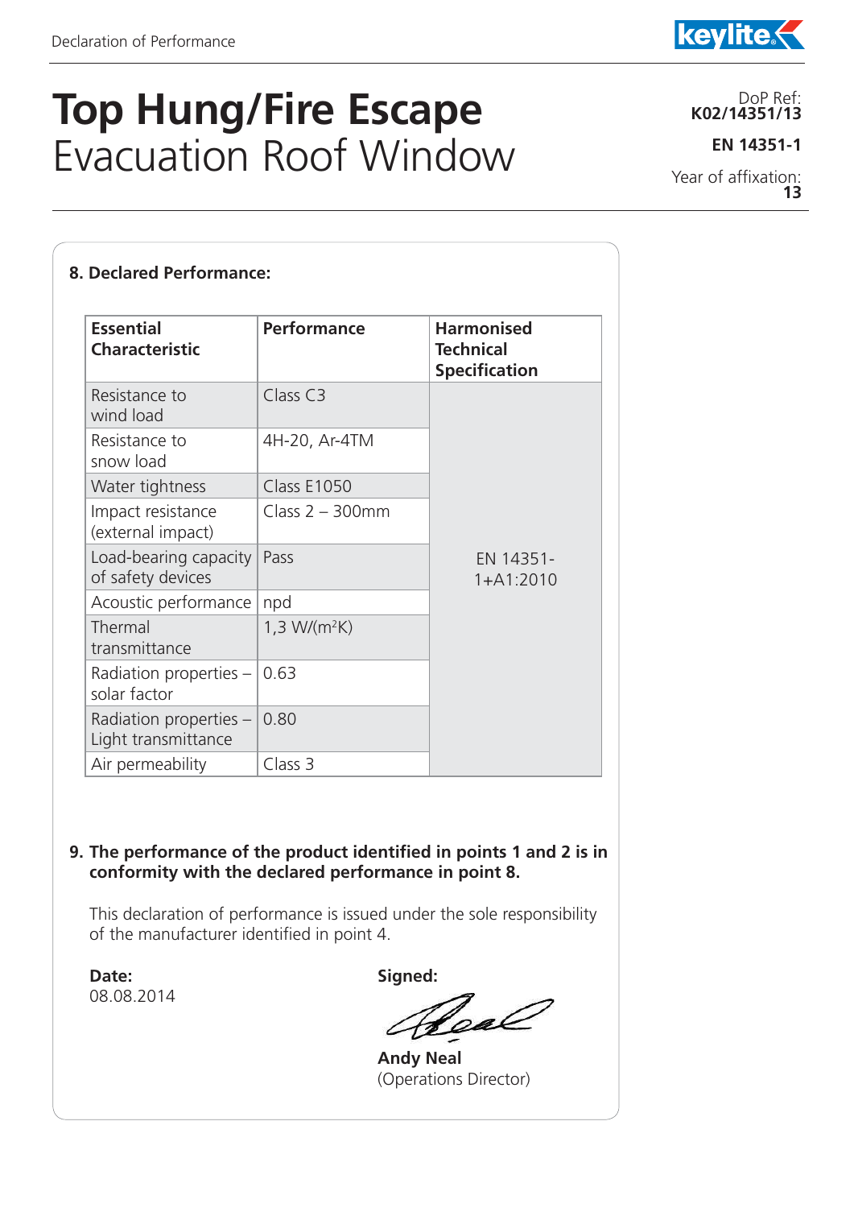# Top Hung/Fire Escape Evacuation Roof Window

DoP Ref:
**K02/14351/13**

**EN 14351-1**

Year of affixation:
**13**

### 8. Declared Performance:

| Essential Characteristic | Performance | Harmonised Technical Specification |
|---|---|---|
| Resistance to wind load | Class C3 | EN 14351-1+A1:2010 |
| Resistance to snow load | 4H-20, Ar-4TM | |
| Water tightness | Class E1050 | |
| Impact resistance (external impact) | Class 2 – 300mm | |
| Load-bearing capacity of safety devices | Pass | |
| Acoustic performance | npd | |
| Thermal transmittance | 1,3 W/(m²K) | |
| Radiation properties – solar factor | 0.63 | |
| Radiation properties – Light transmittance | 0.80 | |
| Air permeability | Class 3 | |

### 9. The performance of the product identified in points 1 and 2 is in conformity with the declared performance in point 8.

This declaration of performance is issued under the sole responsibility of the manufacturer identified in point 4.

**Date:**
08.08.2014

**Signed:**

**Andy Neal**
(Operations Director)